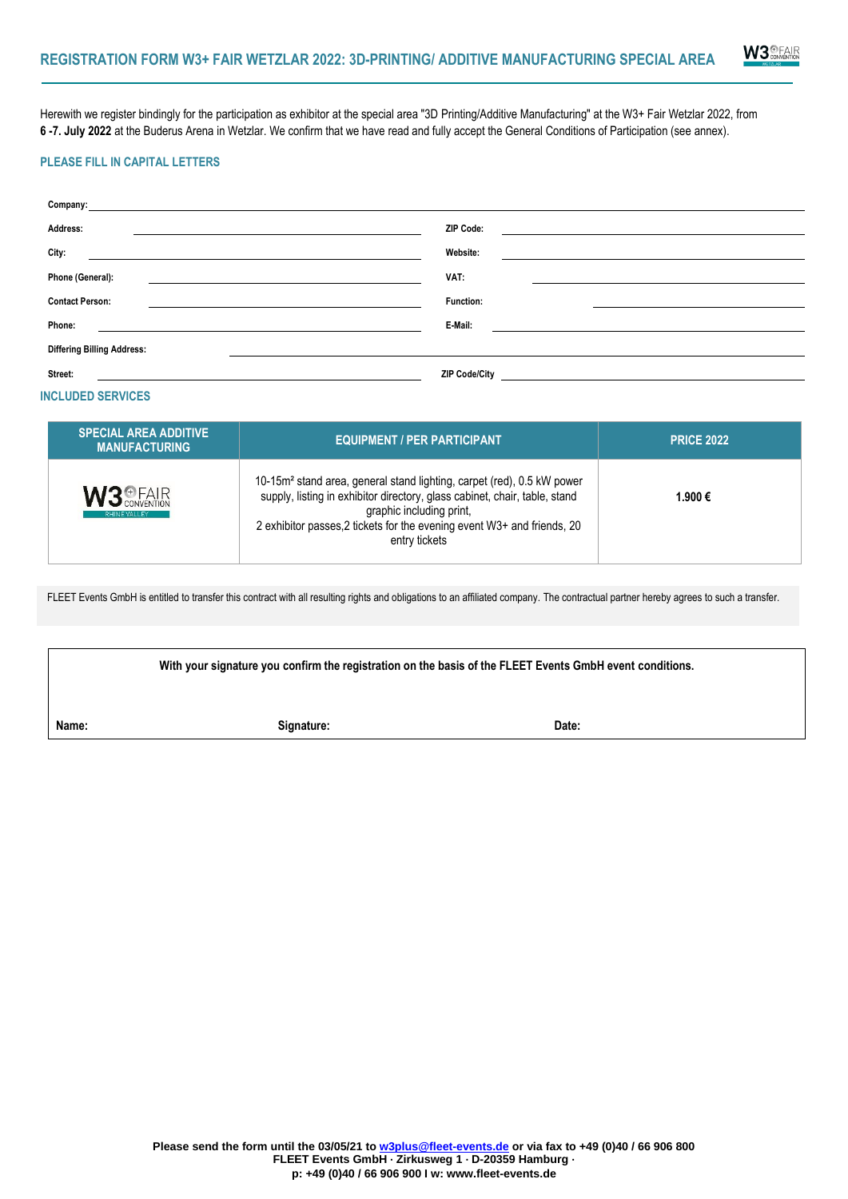# REGISTRATION FORM W3+ FAIR WETZLAR 2022: 3D-PRINTING/ ADDITIVE MANUFACTURING SPECIAL AREA

Herewith we register bindingly for the participation as exhibitor at the special area "3D Printing/Additive Manufacturing" at the W3+ Fair Wetzlar 2022, from **6 -7. July 2022** at the Buderus Arena in Wetzlar. We confirm that we have read and fully accept the General Conditions of Participation (see annex).

## PLEASE FILL IN CAPITAL LETTERS

**Company:** ______________________________

**Address:** ______________________ **ZIP Code:** ______________________

**City:** ______________________ **Website:** ______________________

**Phone (General):** ______________________ **VAT:** ______________________

**Contact Person:** ______________________ **Function:** ______________________

**Phone:** ______________________ **E-Mail:** ______________________

**Differing Billing Address:** ______________________________

**Street:** ______________________ **ZIP Code/City** ______________________

## INCLUDED SERVICES

| SPECIAL AREA ADDITIVE MANUFACTURING | EQUIPMENT / PER PARTICIPANT | PRICE 2022 |
|---|---|---|
| W3+ FAIR CONVENTION RHINE VALLEY | 10-15m² stand area, general stand lighting, carpet (red), 0.5 kW power supply, listing in exhibitor directory, glass cabinet, chair, table, stand graphic including print, 2 exhibitor passes,2 tickets for the evening event W3+ and friends, 20 entry tickets | **1.900 €** |

FLEET Events GmbH is entitled to transfer this contract with all resulting rights and obligations to an affiliated company. The contractual partner hereby agrees to such a transfer.

**With your signature you confirm the registration on the basis of the FLEET Events GmbH event conditions.**

**Name:** **Signature:** **Date:**

**Please send the form until the 03/05/21 to w3plus@fleet-events.de or via fax to +49 (0)40 / 66 906 800**
**FLEET Events GmbH · Zirkusweg 1 · D-20359 Hamburg ·**
**p: +49 (0)40 / 66 906 900 I w: www.fleet-events.de**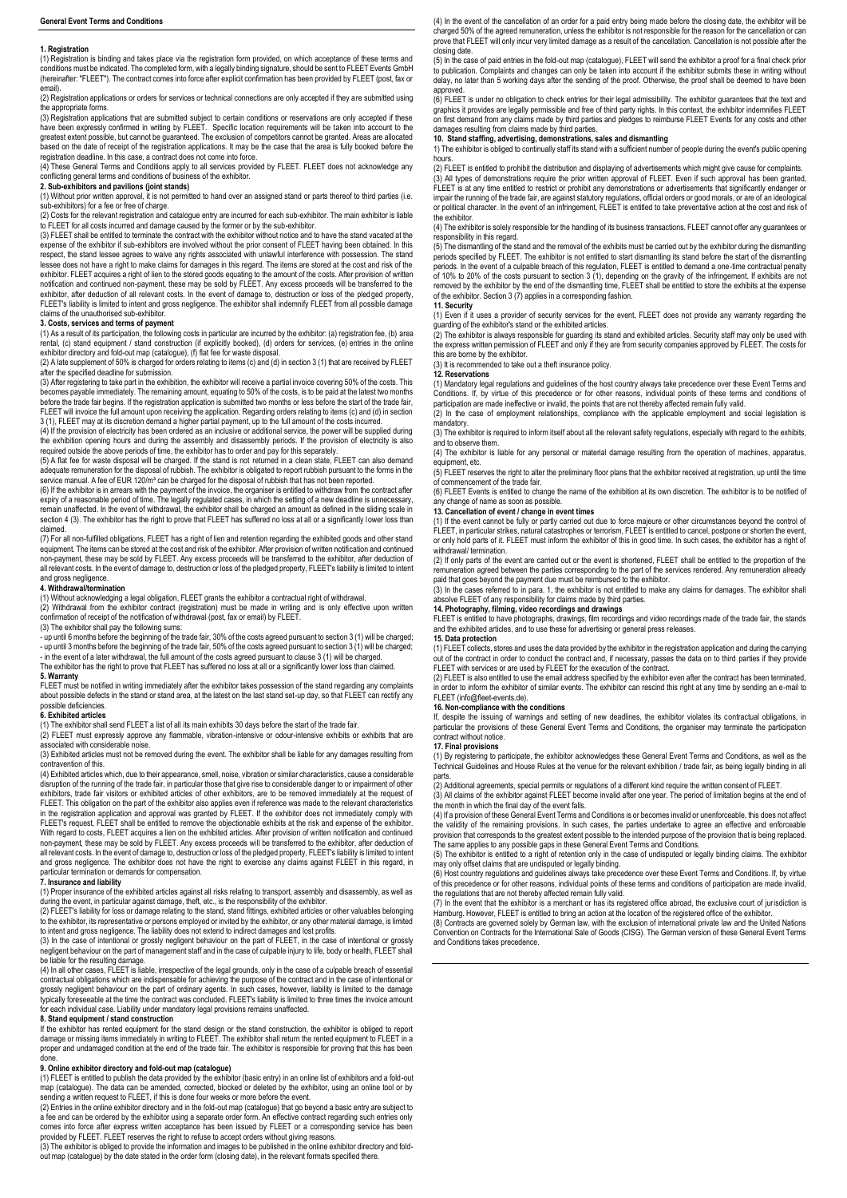## General Event Terms and Conditions

### 1. Registration

(1) Registration is binding and takes place via the registration form provided, on which acceptance of these terms and conditions must be indicated. The completed form, with a legally binding signature, should be sent to FLEET Events GmbH (hereinafter: "FLEET"). The contract comes into force after explicit confirmation has been provided by FLEET (post, fax or email).

(2) Registration applications or orders for services or technical connections are only accepted if they are submitted using the appropriate forms.

(3) Registration applications that are submitted subject to certain conditions or reservations are only accepted if these have been expressly confirmed in writing by FLEET. Specific location requirements will be taken into account to the greatest extent possible, but cannot be guaranteed. The exclusion of competitors cannot be granted. Areas are allocated based on the date of receipt of the registration applications. It may be the case that the area is fully booked before the registration deadline. In this case, a contract does not come into force.

(4) These General Terms and Conditions apply to all services provided by FLEET. FLEET does not acknowledge any conflicting general terms and conditions of business of the exhibitor.

### 2. Sub-exhibitors and partners (joint stands)

(1) Without prior written approval, it is not permitted to hand over an assigned stand or parts thereof to third parties (i.e. sub-exhibitors) for a fee or free of charge.

(2) Costs for the relevant registration and catalogue entry are incurred for each sub-exhibitor. The main exhibitor is liable to FLEET for all costs incurred and damage caused by the former or by the sub-exhibitor.

(3) FLEET shall be entitled to terminate the contract with the exhibitor without notice and to have the stand vacated at the expense of the exhibitor if sub-exhibitors are involved without the prior consent of FLEET having been obtained. In this respect, the stand lessee agrees to waive any rights associated with unlawful interference with possession. The stand lessee does not have a right to make claims for damages in this regard. The items are stored at the cost and risk of the exhibitor. FLEET acquires a right of lien to the stored goods equating to the amount of the costs. After provision of written notification and continued non-payment, these may be sold by FLEET. Any excess proceeds will be transferred to the exhibitor, after deduction of all relevant costs. In the event of damage to, destruction or loss of the pledged property, FLEET's liability is limited to intent and gross negligence. The exhibitor shall indemnify FLEET from all possible damage claims of the unauthorised sub-exhibitor.

### 3. Costs, services and terms of payment

(1) As a result of its participation, the following costs in particular are incurred by the exhibitor: (a) registration fee, (b) area rental, (c) stand equipment / stand construction (if explicitly booked), (d) orders for services, (e) entries in the online exhibitor directory and fold-out map (catalogue), (f) flat fee for waste disposal.

(2) A late supplement of 50% is charged for orders relating to items (c) and (d) in section 3 (1) that are received by FLEET after the specified deadline for submission.

(3) After registering to take part in the exhibition, the exhibitor will receive a partial invoice covering 50% of the costs. This becomes payable immediately. The remaining amount, equating to 50% of the costs, is to be paid at the latest two months before the trade fair begins. If the registration application is submitted two months or less before the start of the trade fair, FLEET will invoice the full amount upon receiving the application. Regarding orders relating to items (c) and (d) in section 3 (1), FLEET may at its discretion demand a higher partial payment, up to the full amount of the costs incurred.

(4) If the provision of electricity has been ordered as an inclusive or additional service, the power will be supplied during the exhibition opening hours and during the assembly and disassembly periods. If the provision of electricity is also required outside the above periods of time, the exhibitor has to order and pay for this separately.

(5) A flat fee for waste disposal will be charged. If the stand is not returned in a clean state, FLEET can also demand adequate remuneration for the disposal of rubbish. The exhibitor is obligated to report rubbish pursuant to the forms in the service manual. A fee of EUR 120/m³ can be charged for the disposal of rubbish that has not been reported.

(6) If the exhibitor is in arrears with the payment of the invoice, the organiser is entitled to withdraw from the contract after expiry of a reasonable period of time. The legally regulated cases, in which the setting of a deadline is unnecessary, remain unaffected. In the event of withdrawal, the exhibitor shall be charged an amount as defined in the sliding scale in section 4 (3). The exhibitor has the right to prove that FLEET has suffered no loss at all or a significantly lower loss than claimed.

(7) For all non-fulfilled obligations, FLEET has a right of lien and retention regarding the exhibited goods and other stand equipment. The items can be stored at the cost and risk of the exhibitor. After provision of written notification and continued non-payment, these may be sold by FLEET. Any excess proceeds will be transferred to the exhibitor, after deduction of all relevant costs. In the event of damage to, destruction or loss of the pledged property, FLEET's liability is limited to intent and gross negligence.

### 4. Withdrawal/termination

(1) Without acknowledging a legal obligation, FLEET grants the exhibitor a contractual right of withdrawal.

(2) Withdrawal from the exhibitor contract (registration) must be made in writing and is only effective upon written confirmation of receipt of the notification of withdrawal (post, fax or email) by FLEET.

(3) The exhibitor shall pay the following sums:

- up until 6 months before the beginning of the trade fair, 30% of the costs agreed pursuant to section 3 (1) will be charged;
- up until 3 months before the beginning of the trade fair, 50% of the costs agreed pursuant to section 3 (1) will be charged;
- in the event of a later withdrawal, the full amount of the costs agreed pursuant to clause 3 (1) will be charged.

The exhibitor has the right to prove that FLEET has suffered no loss at all or a significantly lower loss than claimed.

### 5. Warranty

FLEET must be notified in writing immediately after the exhibitor takes possession of the stand regarding any complaints about possible defects in the stand or stand area, at the latest on the last stand set-up day, so that FLEET can rectify any possible deficiencies.

### 6. Exhibited articles

(1) The exhibitor shall send FLEET a list of all its main exhibits 30 days before the start of the trade fair.

(2) FLEET must expressly approve any flammable, vibration-intensive or odour-intensive exhibits or exhibits that are associated with considerable noise.

(3) Exhibited articles must not be removed during the event. The exhibitor shall be liable for any damages resulting from contravention of this.

(4) Exhibited articles which, due to their appearance, smell, noise, vibration or similar characteristics, cause a considerable disruption of the running of the trade fair, in particular those that give rise to considerable danger to or impairment of other exhibitors, trade fair visitors or exhibited articles of other exhibitors, are to be removed immediately at the request of FLEET. This obligation on the part of the exhibitor also applies even if reference was made to the relevant characteristics in the registration application and approval was granted by FLEET. If the exhibitor does not immediately comply with FLEET's request, FLEET shall be entitled to remove the objectionable exhibits at the risk and expense of the exhibitor. With regard to costs, FLEET acquires a lien on the exhibited articles. After provision of written notification and continued non-payment, these may be sold by FLEET. Any excess proceeds will be transferred to the exhibitor, after deduction of all relevant costs. In the event of damage to, destruction or loss of the pledged property, FLEET's liability is limited to intent and gross negligence. The exhibitor does not have the right to exercise any claims against FLEET in this regard, in particular termination or demands for compensation.

### 7. Insurance and liability

(1) Proper insurance of the exhibited articles against all risks relating to transport, assembly and disassembly, as well as during the event, in particular against damage, theft, etc., is the responsibility of the exhibitor.

(2) FLEET's liability for loss or damage relating to the stand, stand fittings, exhibited articles or other valuables belonging to the exhibitor, its representative or persons employed or invited by the exhibitor, or any other material damage, is limited to intent and gross negligence. The liability does not extend to indirect damages and lost profits.

(3) In the case of intentional or grossly negligent behaviour on the part of FLEET, in the case of intentional or grossly negligent behaviour on the part of management staff and in the case of culpable injury to life, body or health, FLEET shall be liable for the resulting damage.

(4) In all other cases, FLEET is liable, irrespective of the legal grounds, only in the case of a culpable breach of essential contractual obligations which are indispensable for achieving the purpose of the contract and in the case of intentional or grossly negligent behaviour on the part of ordinary agents. In such cases, however, liability is limited to the damage typically foreseeable at the time the contract was concluded. FLEET's liability is limited to three times the invoice amount for each individual case. Liability under mandatory legal provisions remains unaffected.

### 8. Stand equipment / stand construction

If the exhibitor has rented equipment for the stand design or the stand construction, the exhibitor is obliged to report damage or missing items immediately in writing to FLEET. The exhibitor shall return the rented equipment to FLEET in a proper and undamaged condition at the end of the trade fair. The exhibitor is responsible for proving that this has been done.

### 9. Online exhibitor directory and fold-out map (catalogue)

(1) FLEET is entitled to publish the data provided by the exhibitor (basic entry) in an online list of exhibitors and a fold-out map (catalogue). The data can be amended, corrected, blocked or deleted by the exhibitor, using an online tool or by sending a written request to FLEET, if this is done four weeks or more before the event.

(2) Entries in the online exhibitor directory and in the fold-out map (catalogue) that go beyond a basic entry are subject to a fee and can be ordered by the exhibitor using a separate order form. An effective contract regarding such entries only comes into force after express written acceptance has been issued by FLEET or a corresponding ordering service has been provided by FLEET. FLEET reserves the right to refuse to accept orders without giving reasons.

(3) The exhibitor is obliged to provide the information and images to be published in the online exhibitor directory and fold-out map (catalogue) by the date stated in the order form (closing date), in the relevant formats specified there.

(4) In the event of the cancellation of an order for a paid entry being made before the closing date, the exhibitor will be charged 50% of the agreed remuneration, unless the exhibitor is not responsible for the reason for the cancellation or can prove that FLEET will only incur very limited damage as a result of the cancellation. Cancellation is not possible after the closing date.

(5) In the case of paid entries in the fold-out map (catalogue), FLEET will send the exhibitor a proof for a final check prior to publication. Complaints and changes can only be taken into account if the exhibitor submits these in writing without delay, no later than 5 working days after the sending of the proof. Otherwise, the proof shall be deemed to have been approved.

(6) FLEET is under no obligation to check entries for their legal admissibility. The exhibitor guarantees that the text and graphics it provides are legally permissible and free of third party rights. In this context, the exhibitor indemnifies FLEET on first demand from any claims made by third parties and pledges to reimburse FLEET Events for any costs and other damages resulting from claims made by third parties.

### 10. Stand staffing, advertising, demonstrations, sales and dismantling

1) The exhibitor is obliged to continually staff its stand with a sufficient number of people during the event's public opening hours.

(2) FLEET is entitled to prohibit the distribution and displaying of advertisements which might give cause for complaints.

(3) All types of demonstrations require the prior written approval of FLEET. Even if such approval has been granted, FLEET is at any time entitled to restrict or prohibit any demonstrations or advertisements that significantly endanger or impair the running of the trade fair, are against statutory regulations, official orders or good morals, or are of an ideological or political character. In the event of an infringement, FLEET is entitled to take preventative action at the cost and risk of the exhibitor.

(4) The exhibitor is solely responsible for the handling of its business transactions. FLEET cannot offer any guarantees or responsibility in this regard.

(5) The dismantling of the stand and the removal of the exhibits must be carried out by the exhibitor during the dismantling periods specified by FLEET. The exhibitor is not entitled to start dismantling its stand before the start of the dismantling periods. In the event of a culpable breach of this regulation, FLEET is entitled to demand a one-time contractual penalty of 10% to 20% of the costs pursuant to section 3 (1), depending on the gravity of the infringement. If exhibits are not removed by the exhibitor by the end of the dismantling time, FLEET shall be entitled to store the exhibits at the expense of the exhibitor. Section 3 (7) applies in a corresponding fashion.

### 11. Security

(1) Even if it uses a provider of security services for the event, FLEET does not provide any warranty regarding the guarding of the exhibitor's stand or the exhibited articles.

(2) The exhibitor is always responsible for guarding its stand and exhibited articles. Security staff may only be used with the express written permission of FLEET and only if they are from security companies approved by FLEET. The costs for this are borne by the exhibitor.

(3) It is recommended to take out a theft insurance policy.

### 12. Reservations

(1) Mandatory legal regulations and guidelines of the host country always take precedence over these Event Terms and Conditions. If, by virtue of this precedence or for other reasons, individual points of these terms and conditions of participation are made ineffective or invalid, the points that are not thereby affected remain fully valid.

(2) In the case of employment relationships, compliance with the applicable employment and social legislation is mandatory.

(3) The exhibitor is required to inform itself about all the relevant safety regulations, especially with regard to the exhibits, and to observe them.

(4) The exhibitor is liable for any personal or material damage resulting from the operation of machines, apparatus, equipment, etc.

(5) FLEET reserves the right to alter the preliminary floor plans that the exhibitor received at registration, up until the time of commencement of the trade fair.

(6) FLEET Events is entitled to change the name of the exhibition at its own discretion. The exhibitor is to be notified of any change of name as soon as possible.

### 13. Cancellation of event / change in event times

(1) If the event cannot be fully or partly carried out due to force majeure or other circumstances beyond the control of FLEET, in particular strikes, natural catastrophes or terrorism, FLEET is entitled to cancel, postpone or shorten the event, or only hold parts of it. FLEET must inform the exhibitor of this in good time. In such cases, the exhibitor has a right of withdrawal/ termination.

(2) If only parts of the event are carried out or the event is shortened, FLEET shall be entitled to the proportion of the remuneration agreed between the parties corresponding to the part of the services rendered. Any remuneration already paid that goes beyond the payment due must be reimbursed to the exhibitor.

(3) In the cases referred to in para. 1, the exhibitor is not entitled to make any claims for damages. The exhibitor shall absolve FLEET of any responsibility for claims made by third parties.

### 14. Photography, filming, video recordings and drawings

FLEET is entitled to have photographs, drawings, film recordings and video recordings made of the trade fair, the stands and the exhibited articles, and to use these for advertising or general press releases.

### 15. Data protection

(1) FLEET collects, stores and uses the data provided by the exhibitor in the registration application and during the carrying out of the contract in order to conduct the contract and, if necessary, passes the data on to third parties if they provide FLEET with services or are used by FLEET for the execution of the contract.

(2) FLEET is also entitled to use the email address specified by the exhibitor even after the contract has been terminated, in order to inform the exhibitor of similar events. The exhibitor can rescind this right at any time by sending an e-mail to FLEET (info@fleet-events.de).

### 16. Non-compliance with the conditions

If, despite the issuing of warnings and setting of new deadlines, the exhibitor violates its contractual obligations, in particular the provisions of these General Event Terms and Conditions, the organiser may terminate the participation contract without notice.

### 17. Final provisions

(1) By registering to participate, the exhibitor acknowledges these General Event Terms and Conditions, as well as the Technical Guidelines and House Rules at the venue for the relevant exhibition / trade fair, as being legally binding in all parts.

(2) Additional agreements, special permits or regulations of a different kind require the written consent of FLEET.

(3) All claims of the exhibitor against FLEET become invalid after one year. The period of limitation begins at the end of the month in which the final day of the event falls.

(4) If a provision of these General Event Terms and Conditions is or becomes invalid or unenforceable, this does not affect the validity of the remaining provisions. In such cases, the parties undertake to agree an effective and enforceable provision that corresponds to the greatest extent possible to the intended purpose of the provision that is being replaced. The same applies to any possible gaps in these General Event Terms and Conditions.

(5) The exhibitor is entitled to a right of retention only in the case of undisputed or legally binding claims. The exhibitor may only offset claims that are undisputed or legally binding.

(6) Host country regulations and guidelines always take precedence over these Event Terms and Conditions. If, by virtue of this precedence or for other reasons, individual points of these terms and conditions of participation are made invalid, the regulations that are not thereby affected remain fully valid.

(7) In the event that the exhibitor is a merchant or has its registered office abroad, the exclusive court of jurisdiction is Hamburg. However, FLEET is entitled to bring an action at the location of the registered office of the exhibitor.

(8) Contracts are governed solely by German law, with the exclusion of international private law and the United Nations Convention on Contracts for the International Sale of Goods (CISG). The German version of these General Event Terms and Conditions takes precedence.